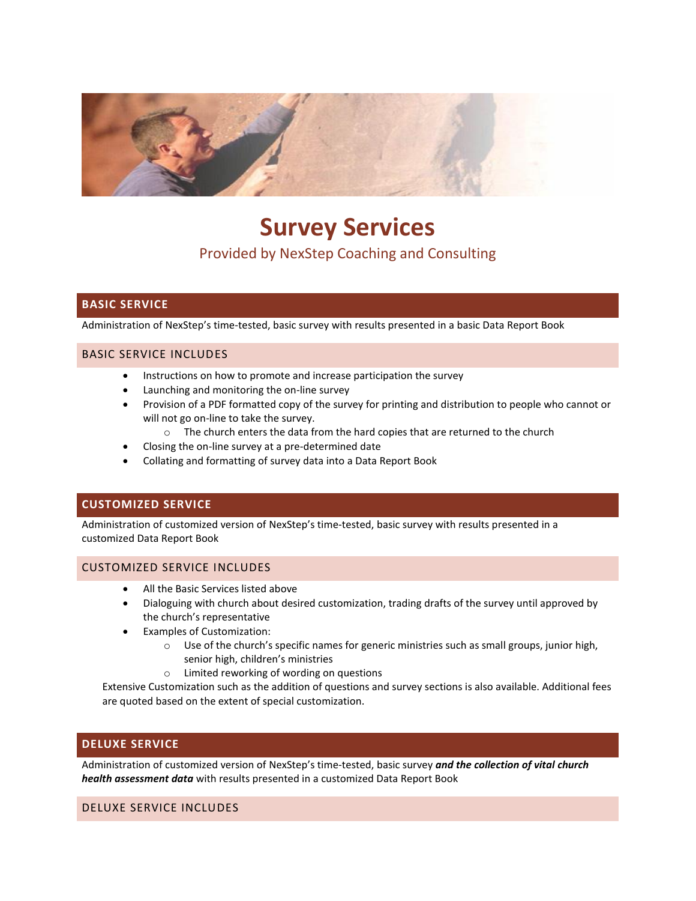# Survey Services

Provided by NexStep Coaching and Consulting

## BASIC SERVICE

Administration of NexStep's time-tested, basic survey with results presented in a basic Data Report Book

### BASIC SERVICE INCLUDES

- Instructions on how to promote and increase participation the survey
- Launching and monitoring the on-line survey
- Provision of a PDF formatted copy of the survey for printing and distribution to people who cannot or will not go on-line to take the survey.
  - The church enters the data from the hard copies that are returned to the church
- Closing the on-line survey at a pre-determined date
- Collating and formatting of survey data into a Data Report Book

## CUSTOMIZED SERVICE

Administration of customized version of NexStep's time-tested, basic survey with results presented in a customized Data Report Book

### CUSTOMIZED SERVICE INCLUDES

- All the Basic Services listed above
- Dialoguing with church about desired customization, trading drafts of the survey until approved by the church's representative
- Examples of Customization:
  - Use of the church's specific names for generic ministries such as small groups, junior high, senior high, children's ministries
  - Limited reworking of wording on questions

Extensive Customization such as the addition of questions and survey sections is also available. Additional fees are quoted based on the extent of special customization.

## DELUXE SERVICE

Administration of customized version of NexStep's time-tested, basic survey ***and the collection of vital church health assessment data*** with results presented in a customized Data Report Book

### DELUXE SERVICE INCLUDES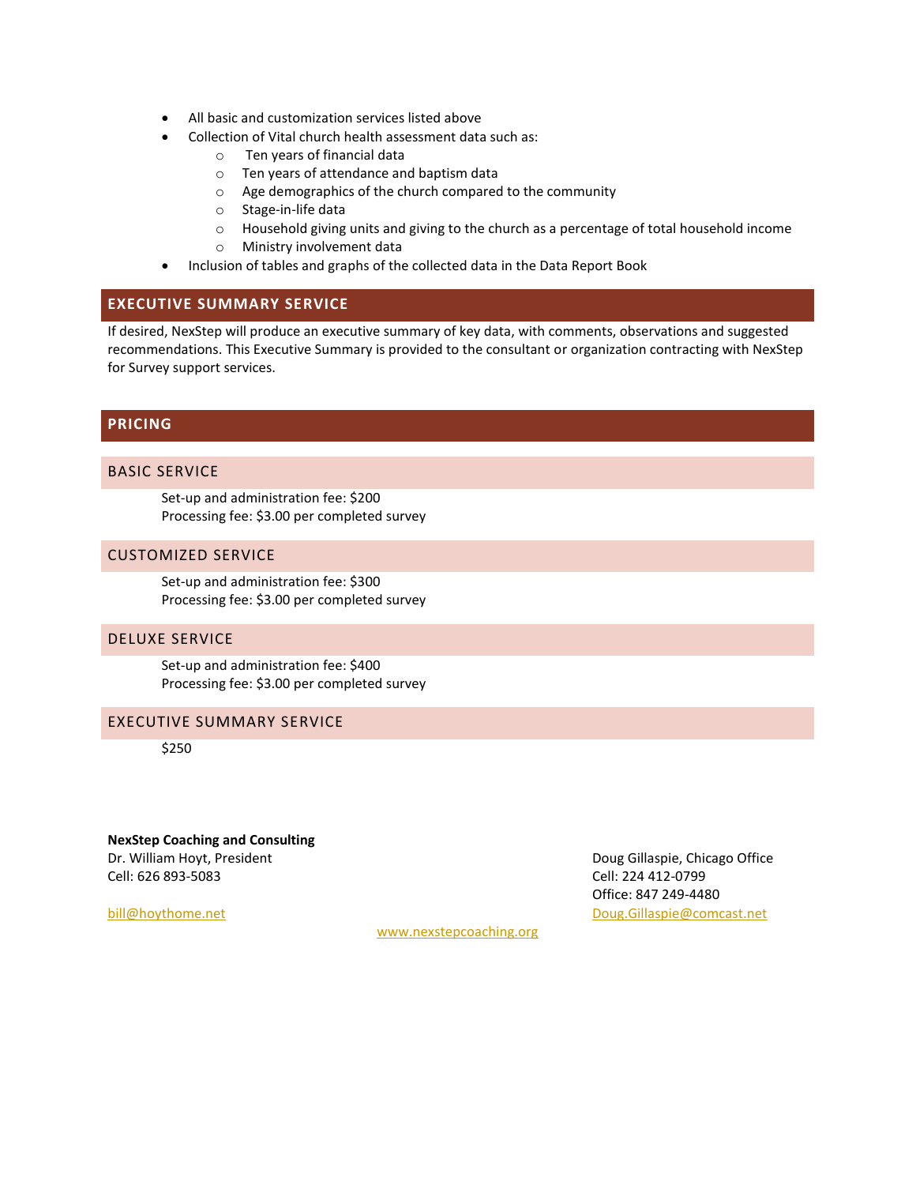- All basic and customization services listed above
- Collection of Vital church health assessment data such as:
  - Ten years of financial data
  - Ten years of attendance and baptism data
  - Age demographics of the church compared to the community
  - Stage-in-life data
  - Household giving units and giving to the church as a percentage of total household income
  - Ministry involvement data
- Inclusion of tables and graphs of the collected data in the Data Report Book

## EXECUTIVE SUMMARY SERVICE

If desired, NexStep will produce an executive summary of key data, with comments, observations and suggested recommendations. This Executive Summary is provided to the consultant or organization contracting with NexStep for Survey support services.

## PRICING

### BASIC SERVICE

Set-up and administration fee: $200
Processing fee: $3.00 per completed survey

### CUSTOMIZED SERVICE

Set-up and administration fee: $300
Processing fee: $3.00 per completed survey

### DELUXE SERVICE

Set-up and administration fee: $400
Processing fee: $3.00 per completed survey

### EXECUTIVE SUMMARY SERVICE

$250

**NexStep Coaching and Consulting**
Dr. William Hoyt, President
Cell: 626 893-5083

bill@hoythome.net

Doug Gillaspie, Chicago Office
Cell: 224 412-0799
Office: 847 249-4480
Doug.Gillaspie@comcast.net

www.nexstepcoaching.org